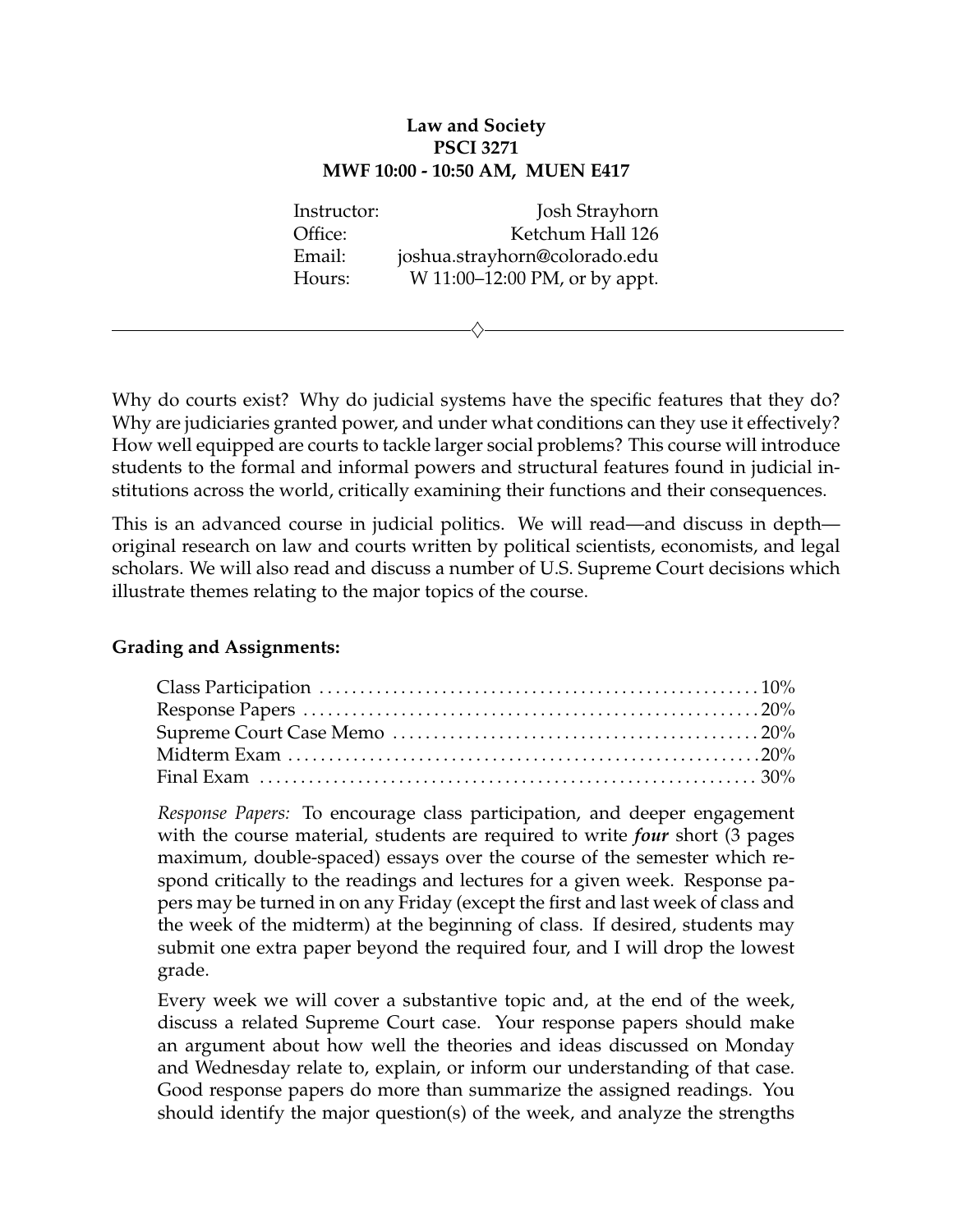**Law and Society**
**PSCI 3271**
**MWF 10:00 - 10:50 AM, MUEN E417**

| | |
|---|---|
| Instructor: | Josh Strayhorn |
| Office: | Ketchum Hall 126 |
| Email: | joshua.strayhorn@colorado.edu |
| Hours: | W 11:00–12:00 PM, or by appt. |

---

Why do courts exist? Why do judicial systems have the specific features that they do? Why are judiciaries granted power, and under what conditions can they use it effectively? How well equipped are courts to tackle larger social problems? This course will introduce students to the formal and informal powers and structural features found in judicial institutions across the world, critically examining their functions and their consequences.

This is an advanced course in judicial politics. We will read—and discuss in depth—original research on law and courts written by political scientists, economists, and legal scholars. We will also read and discuss a number of U.S. Supreme Court decisions which illustrate themes relating to the major topics of the course.

**Grading and Assignments:**

| | |
|---|---|
| Class Participation | 10% |
| Response Papers | 20% |
| Supreme Court Case Memo | 20% |
| Midterm Exam | 20% |
| Final Exam | 30% |

*Response Papers:* To encourage class participation, and deeper engagement with the course material, students are required to write ***four*** short (3 pages maximum, double-spaced) essays over the course of the semester which respond critically to the readings and lectures for a given week. Response papers may be turned in on any Friday (except the first and last week of class and the week of the midterm) at the beginning of class. If desired, students may submit one extra paper beyond the required four, and I will drop the lowest grade.

Every week we will cover a substantive topic and, at the end of the week, discuss a related Supreme Court case. Your response papers should make an argument about how well the theories and ideas discussed on Monday and Wednesday relate to, explain, or inform our understanding of that case. Good response papers do more than summarize the assigned readings. You should identify the major question(s) of the week, and analyze the strengths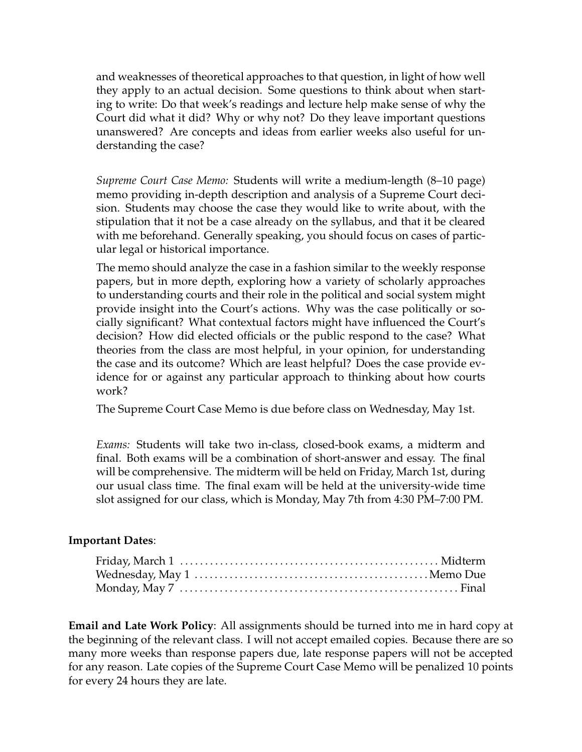and weaknesses of theoretical approaches to that question, in light of how well they apply to an actual decision. Some questions to think about when starting to write: Do that week's readings and lecture help make sense of why the Court did what it did? Why or why not? Do they leave important questions unanswered? Are concepts and ideas from earlier weeks also useful for understanding the case?

*Supreme Court Case Memo:* Students will write a medium-length (8–10 page) memo providing in-depth description and analysis of a Supreme Court decision. Students may choose the case they would like to write about, with the stipulation that it not be a case already on the syllabus, and that it be cleared with me beforehand. Generally speaking, you should focus on cases of particular legal or historical importance.

The memo should analyze the case in a fashion similar to the weekly response papers, but in more depth, exploring how a variety of scholarly approaches to understanding courts and their role in the political and social system might provide insight into the Court's actions. Why was the case politically or socially significant? What contextual factors might have influenced the Court's decision? How did elected officials or the public respond to the case? What theories from the class are most helpful, in your opinion, for understanding the case and its outcome? Which are least helpful? Does the case provide evidence for or against any particular approach to thinking about how courts work?

The Supreme Court Case Memo is due before class on Wednesday, May 1st.

*Exams:* Students will take two in-class, closed-book exams, a midterm and final. Both exams will be a combination of short-answer and essay. The final will be comprehensive. The midterm will be held on Friday, March 1st, during our usual class time. The final exam will be held at the university-wide time slot assigned for our class, which is Monday, May 7th from 4:30 PM–7:00 PM.

**Important Dates**:

Friday, March 1 .................................................. Midterm
Wednesday, May 1 .............................................. Memo Due
Monday, May 7 ...................................................... Final

**Email and Late Work Policy**: All assignments should be turned into me in hard copy at the beginning of the relevant class. I will not accept emailed copies. Because there are so many more weeks than response papers due, late response papers will not be accepted for any reason. Late copies of the Supreme Court Case Memo will be penalized 10 points for every 24 hours they are late.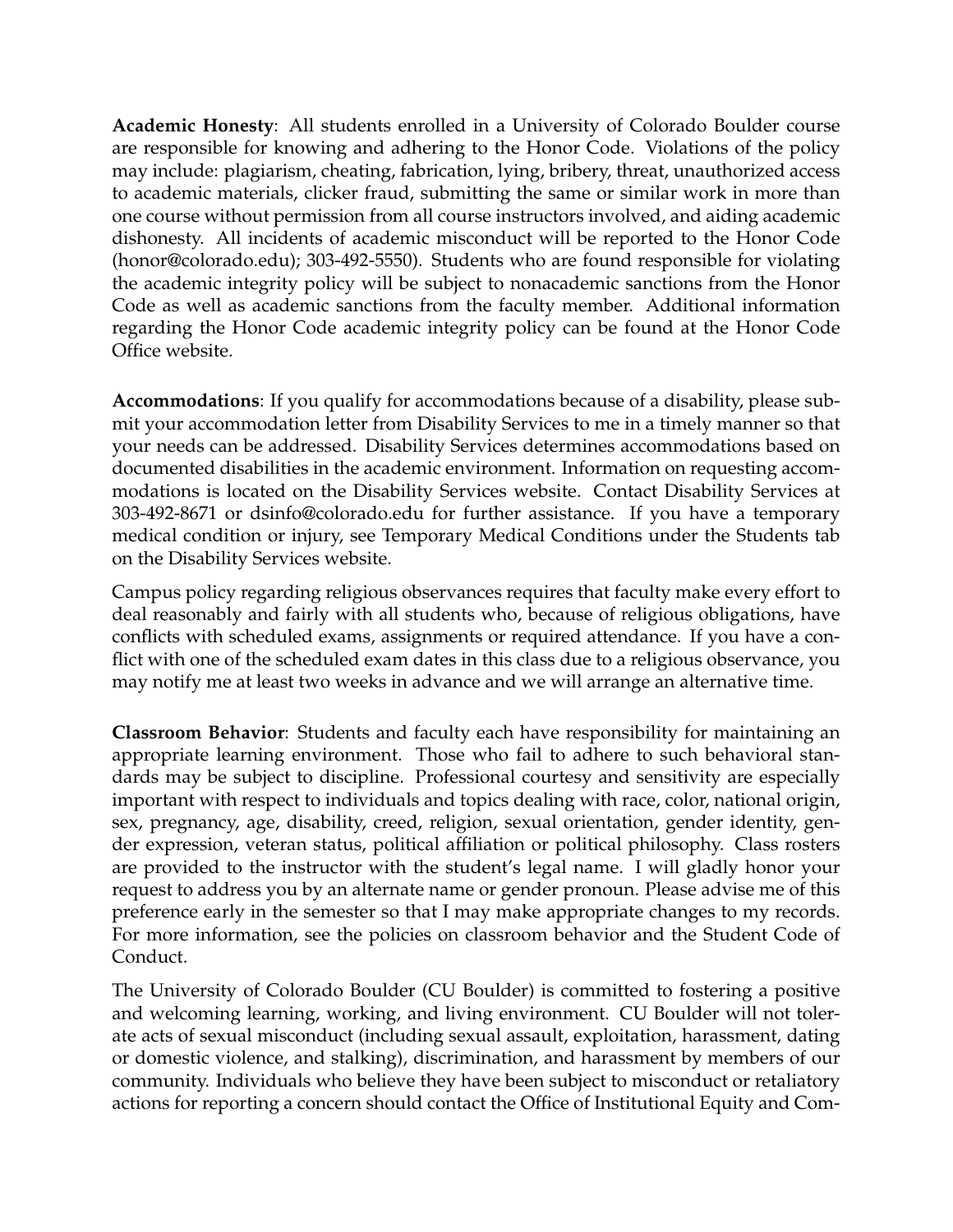**Academic Honesty**: All students enrolled in a University of Colorado Boulder course are responsible for knowing and adhering to the Honor Code. Violations of the policy may include: plagiarism, cheating, fabrication, lying, bribery, threat, unauthorized access to academic materials, clicker fraud, submitting the same or similar work in more than one course without permission from all course instructors involved, and aiding academic dishonesty. All incidents of academic misconduct will be reported to the Honor Code (honor@colorado.edu); 303-492-5550). Students who are found responsible for violating the academic integrity policy will be subject to nonacademic sanctions from the Honor Code as well as academic sanctions from the faculty member. Additional information regarding the Honor Code academic integrity policy can be found at the Honor Code Office website.

**Accommodations**: If you qualify for accommodations because of a disability, please submit your accommodation letter from Disability Services to me in a timely manner so that your needs can be addressed. Disability Services determines accommodations based on documented disabilities in the academic environment. Information on requesting accommodations is located on the Disability Services website. Contact Disability Services at 303-492-8671 or dsinfo@colorado.edu for further assistance. If you have a temporary medical condition or injury, see Temporary Medical Conditions under the Students tab on the Disability Services website.

Campus policy regarding religious observances requires that faculty make every effort to deal reasonably and fairly with all students who, because of religious obligations, have conflicts with scheduled exams, assignments or required attendance. If you have a conflict with one of the scheduled exam dates in this class due to a religious observance, you may notify me at least two weeks in advance and we will arrange an alternative time.

**Classroom Behavior**: Students and faculty each have responsibility for maintaining an appropriate learning environment. Those who fail to adhere to such behavioral standards may be subject to discipline. Professional courtesy and sensitivity are especially important with respect to individuals and topics dealing with race, color, national origin, sex, pregnancy, age, disability, creed, religion, sexual orientation, gender identity, gender expression, veteran status, political affiliation or political philosophy. Class rosters are provided to the instructor with the student's legal name. I will gladly honor your request to address you by an alternate name or gender pronoun. Please advise me of this preference early in the semester so that I may make appropriate changes to my records. For more information, see the policies on classroom behavior and the Student Code of Conduct.

The University of Colorado Boulder (CU Boulder) is committed to fostering a positive and welcoming learning, working, and living environment. CU Boulder will not tolerate acts of sexual misconduct (including sexual assault, exploitation, harassment, dating or domestic violence, and stalking), discrimination, and harassment by members of our community. Individuals who believe they have been subject to misconduct or retaliatory actions for reporting a concern should contact the Office of Institutional Equity and Com-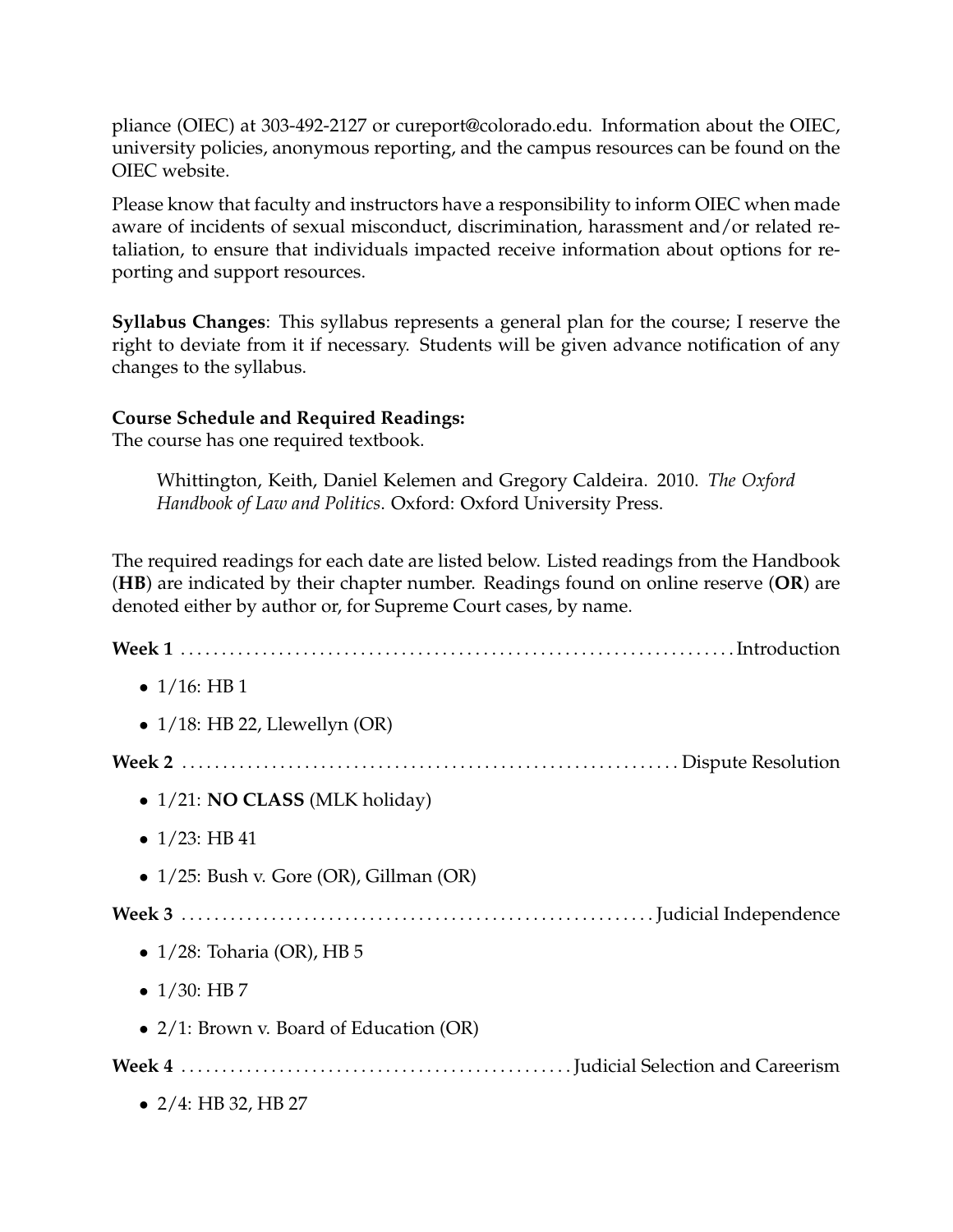pliance (OIEC) at 303-492-2127 or cureport@colorado.edu. Information about the OIEC, university policies, anonymous reporting, and the campus resources can be found on the OIEC website.

Please know that faculty and instructors have a responsibility to inform OIEC when made aware of incidents of sexual misconduct, discrimination, harassment and/or related retaliation, to ensure that individuals impacted receive information about options for reporting and support resources.

**Syllabus Changes**: This syllabus represents a general plan for the course; I reserve the right to deviate from it if necessary. Students will be given advance notification of any changes to the syllabus.

**Course Schedule and Required Readings:**
The course has one required textbook.

> Whittington, Keith, Daniel Kelemen and Gregory Caldeira. 2010. *The Oxford Handbook of Law and Politics*. Oxford: Oxford University Press.

The required readings for each date are listed below. Listed readings from the Handbook (**HB**) are indicated by their chapter number. Readings found on online reserve (**OR**) are denoted either by author or, for Supreme Court cases, by name.

**Week 1** .................... Introduction

- 1/16: HB 1
- 1/18: HB 22, Llewellyn (OR)

**Week 2** .................... Dispute Resolution

- 1/21: **NO CLASS** (MLK holiday)
- 1/23: HB 41
- 1/25: Bush v. Gore (OR), Gillman (OR)

**Week 3** .................... Judicial Independence

- 1/28: Toharia (OR), HB 5
- 1/30: HB 7
- 2/1: Brown v. Board of Education (OR)

**Week 4** .................... Judicial Selection and Careerism

- 2/4: HB 32, HB 27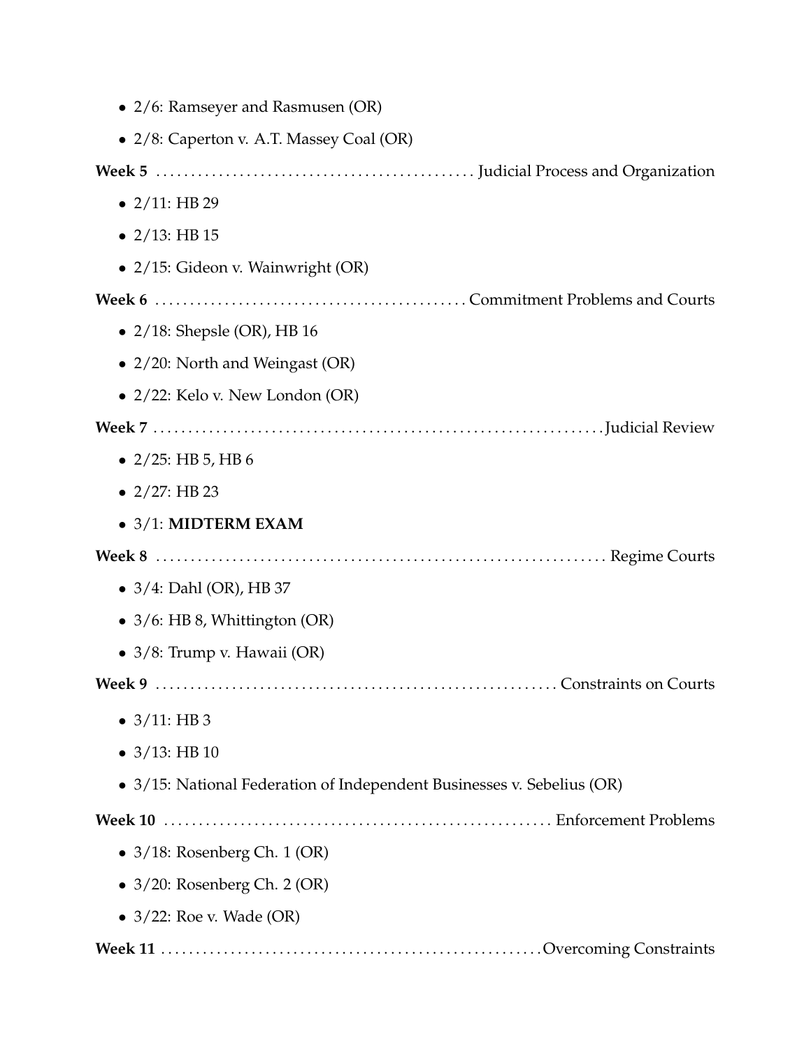- 2/6: Ramseyer and Rasmusen (OR)
- 2/8: Caperton v. A.T. Massey Coal (OR)

**Week 5** ............................................ Judicial Process and Organization

- 2/11: HB 29
- 2/13: HB 15
- 2/15: Gideon v. Wainwright (OR)

**Week 6** ............................................ Commitment Problems and Courts

- 2/18: Shepsle (OR), HB 16
- 2/20: North and Weingast (OR)
- 2/22: Kelo v. New London (OR)

**Week 7** ............................................ Judicial Review

- 2/25: HB 5, HB 6
- 2/27: HB 23
- 3/1: **MIDTERM EXAM**

**Week 8** ............................................ Regime Courts

- 3/4: Dahl (OR), HB 37
- 3/6: HB 8, Whittington (OR)
- 3/8: Trump v. Hawaii (OR)

**Week 9** ............................................ Constraints on Courts

- 3/11: HB 3
- 3/13: HB 10
- 3/15: National Federation of Independent Businesses v. Sebelius (OR)

**Week 10** ............................................ Enforcement Problems

- 3/18: Rosenberg Ch. 1 (OR)
- 3/20: Rosenberg Ch. 2 (OR)
- 3/22: Roe v. Wade (OR)

**Week 11** ............................................ Overcoming Constraints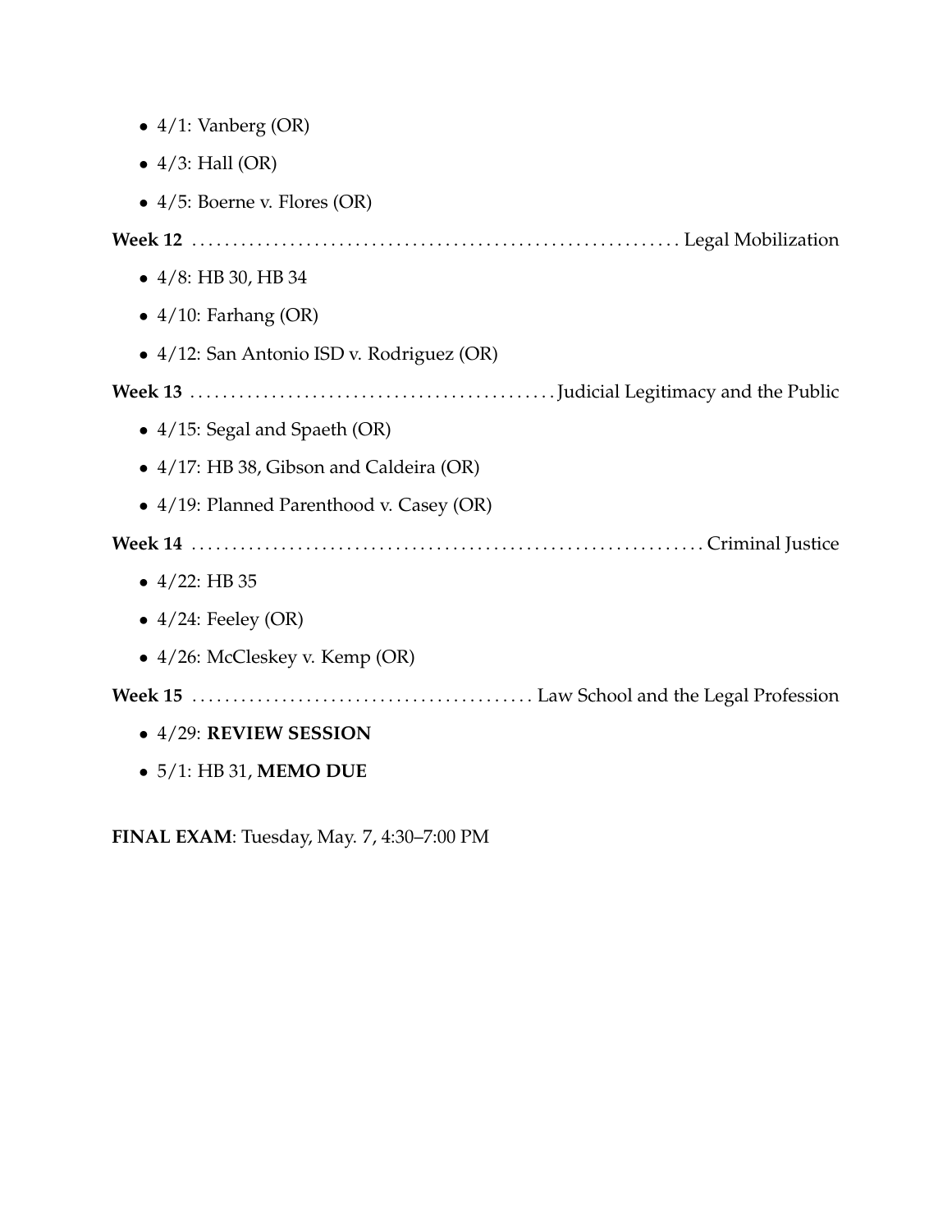- 4/1: Vanberg (OR)
- 4/3: Hall (OR)
- 4/5: Boerne v. Flores (OR)

**Week 12** . . . . . . . . . . . . . . . . . . . . . . . . . . . . . . . . . . . . . . . . . . . . . . . . . . . . . . . . . . Legal Mobilization

- 4/8: HB 30, HB 34
- 4/10: Farhang (OR)
- 4/12: San Antonio ISD v. Rodriguez (OR)

**Week 13** . . . . . . . . . . . . . . . . . . . . . . . . . . . . . . . . . . . . . . . . . . . Judicial Legitimacy and the Public

- 4/15: Segal and Spaeth (OR)
- 4/17: HB 38, Gibson and Caldeira (OR)
- 4/19: Planned Parenthood v. Casey (OR)

**Week 14** . . . . . . . . . . . . . . . . . . . . . . . . . . . . . . . . . . . . . . . . . . . . . . . . . . . . . . . . . . . . . Criminal Justice

- 4/22: HB 35
- 4/24: Feeley (OR)
- 4/26: McCleskey v. Kemp (OR)

**Week 15** . . . . . . . . . . . . . . . . . . . . . . . . . . . . . . . . . . . . . . . . . Law School and the Legal Profession

- 4/29: **REVIEW SESSION**
- 5/1: HB 31, **MEMO DUE**

**FINAL EXAM**: Tuesday, May. 7, 4:30–7:00 PM